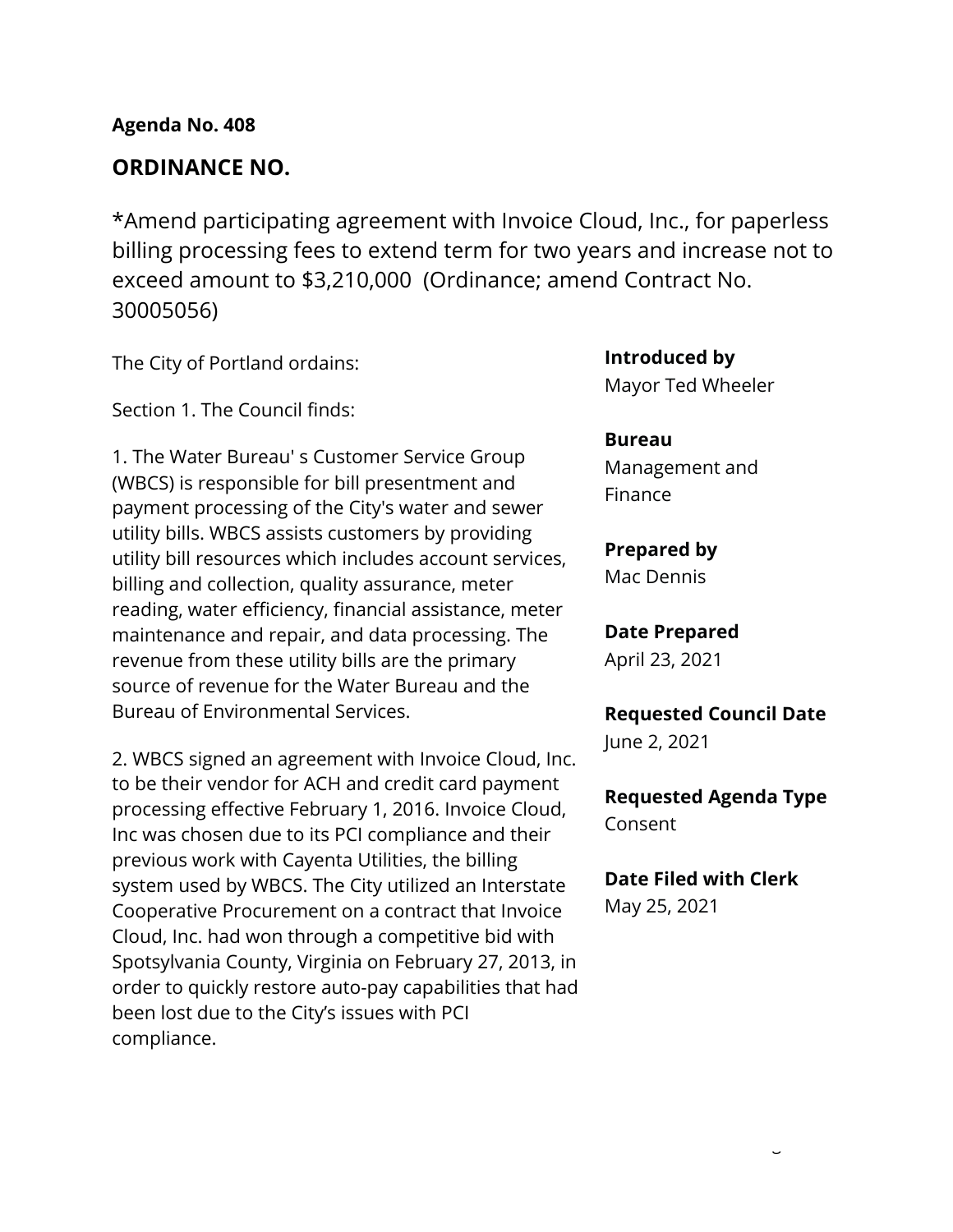**Agenda No. 408**

## ORDINANCE NO.

*Amend participating agreement with Invoice Cloud, Inc., for paperless billing processing fees to extend term for two years and increase not to exceed amount to $3,210,000 (Ordinance; amend Contract No. 30005056)

**Introduced by**
Mayor Ted Wheeler

**Bureau**
Management and Finance

**Prepared by**
Mac Dennis

**Date Prepared**
April 23, 2021

**Requested Council Date**
June 2, 2021

**Requested Agenda Type**
Consent

**Date Filed with Clerk**
May 25, 2021

The City of Portland ordains:

Section 1. The Council finds:

1. The Water Bureau' s Customer Service Group (WBCS) is responsible for bill presentment and payment processing of the City's water and sewer utility bills. WBCS assists customers by providing utility bill resources which includes account services, billing and collection, quality assurance, meter reading, water efficiency, financial assistance, meter maintenance and repair, and data processing. The revenue from these utility bills are the primary source of revenue for the Water Bureau and the Bureau of Environmental Services.

2. WBCS signed an agreement with Invoice Cloud, Inc. to be their vendor for ACH and credit card payment processing effective February 1, 2016. Invoice Cloud, Inc was chosen due to its PCI compliance and their previous work with Cayenta Utilities, the billing system used by WBCS. The City utilized an Interstate Cooperative Procurement on a contract that Invoice Cloud, Inc. had won through a competitive bid with Spotsylvania County, Virginia on February 27, 2013, in order to quickly restore auto-pay capabilities that had been lost due to the City's issues with PCI compliance.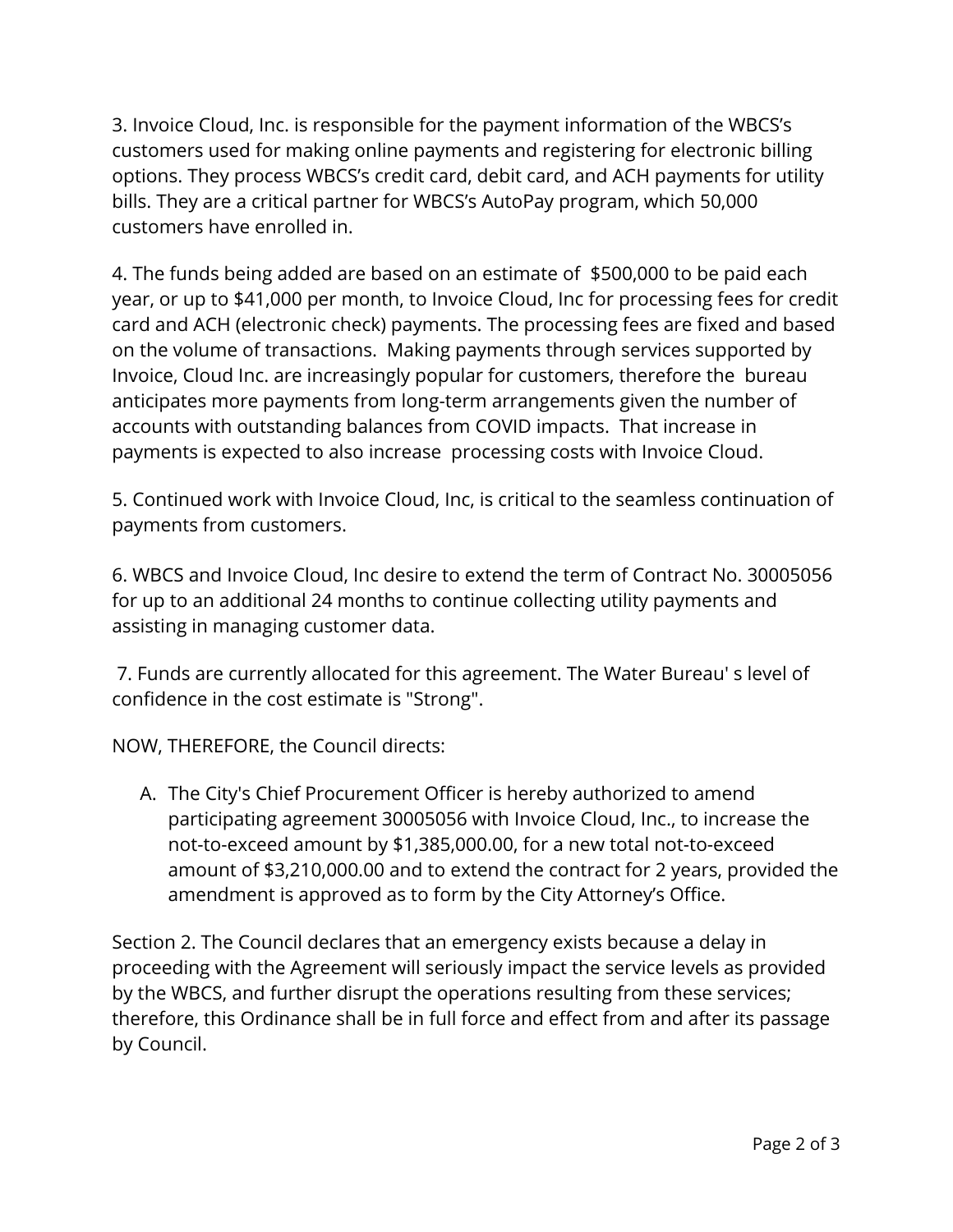3. Invoice Cloud, Inc. is responsible for the payment information of the WBCS's customers used for making online payments and registering for electronic billing options. They process WBCS's credit card, debit card, and ACH payments for utility bills. They are a critical partner for WBCS's AutoPay program, which 50,000 customers have enrolled in.

4. The funds being added are based on an estimate of  $500,000 to be paid each year, or up to $41,000 per month, to Invoice Cloud, Inc for processing fees for credit card and ACH (electronic check) payments. The processing fees are fixed and based on the volume of transactions.  Making payments through services supported by Invoice, Cloud Inc. are increasingly popular for customers, therefore the  bureau anticipates more payments from long-term arrangements given the number of accounts with outstanding balances from COVID impacts.  That increase in payments is expected to also increase  processing costs with Invoice Cloud.

5. Continued work with Invoice Cloud, Inc, is critical to the seamless continuation of payments from customers.

6. WBCS and Invoice Cloud, Inc desire to extend the term of Contract No. 30005056 for up to an additional 24 months to continue collecting utility payments and assisting in managing customer data.

7. Funds are currently allocated for this agreement. The Water Bureau' s level of confidence in the cost estimate is "Strong".

NOW, THEREFORE, the Council directs:

A. The City's Chief Procurement Officer is hereby authorized to amend participating agreement 30005056 with Invoice Cloud, Inc., to increase the not-to-exceed amount by $1,385,000.00, for a new total not-to-exceed amount of $3,210,000.00 and to extend the contract for 2 years, provided the amendment is approved as to form by the City Attorney's Office.

Section 2. The Council declares that an emergency exists because a delay in proceeding with the Agreement will seriously impact the service levels as provided by the WBCS, and further disrupt the operations resulting from these services; therefore, this Ordinance shall be in full force and effect from and after its passage by Council.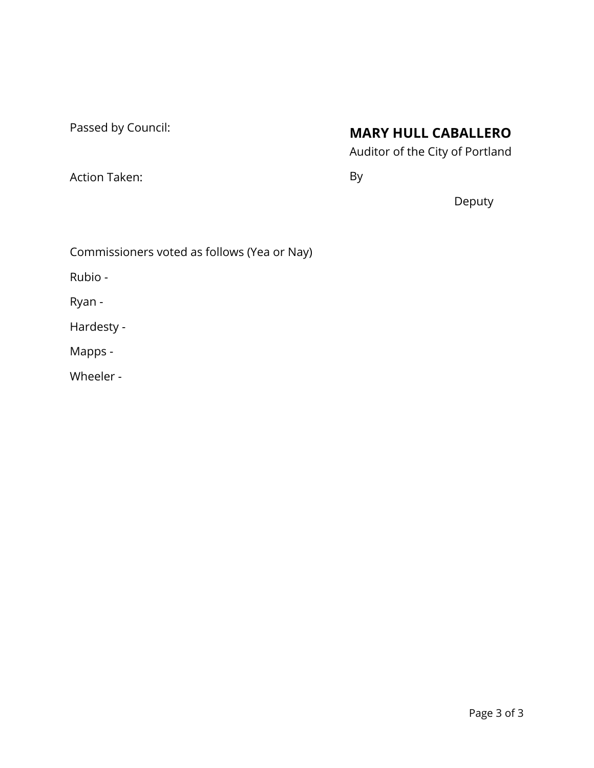Passed by Council:

Action Taken:

**MARY HULL CABALLERO**

Auditor of the City of Portland

By

Deputy

Commissioners voted as follows (Yea or Nay)

Rubio -

Ryan -

Hardesty -

Mapps -

Wheeler -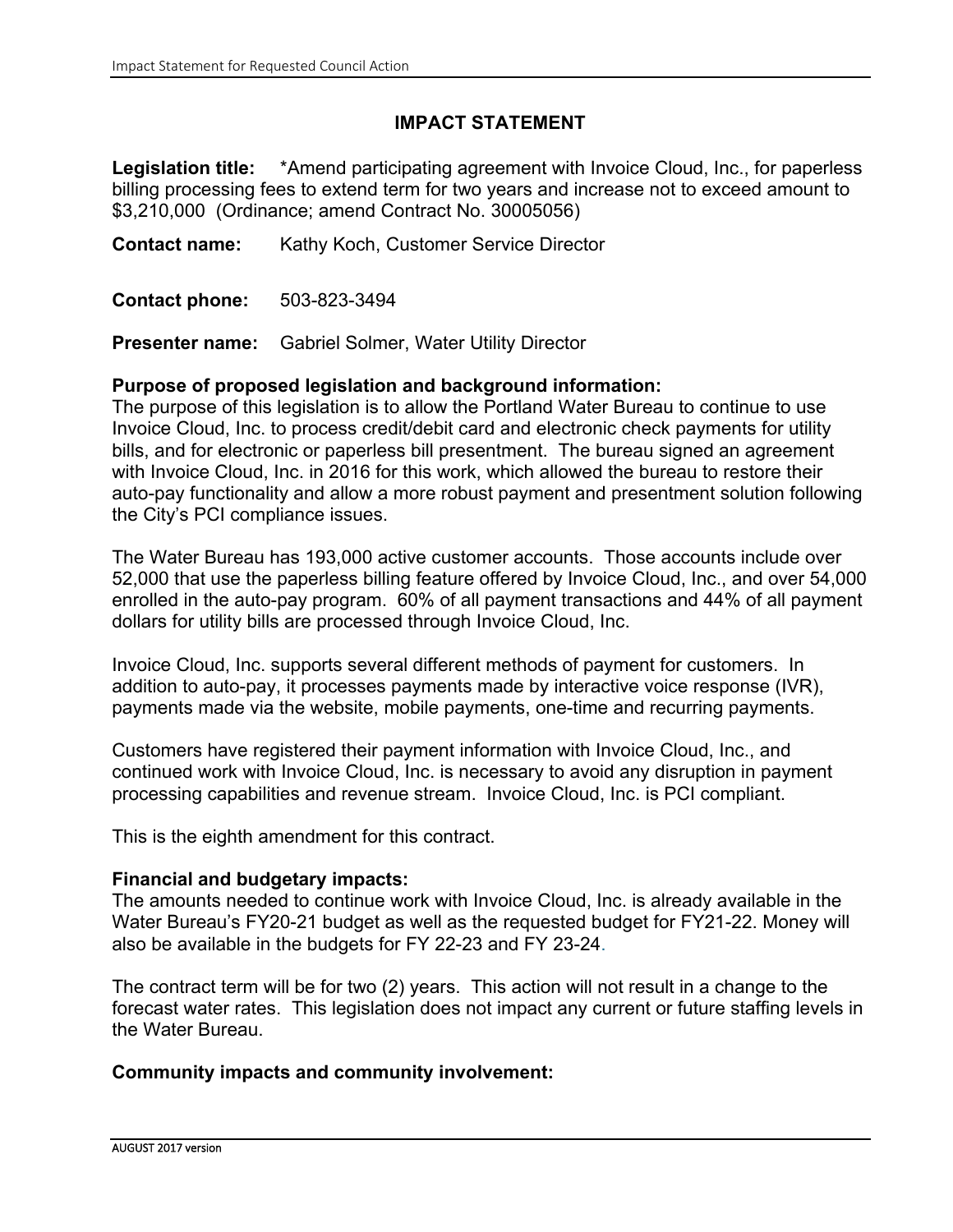## IMPACT STATEMENT

**Legision title:** *Amend participating agreement with Invoice Cloud, Inc., for paperless billing processing fees to extend term for two years and increase not to exceed amount to $3,210,000 (Ordinance; amend Contract No. 30005056)

**Contact name:** Kathy Koch, Customer Service Director

**Contact phone:** 503-823-3494

**Presenter name:** Gabriel Solmer, Water Utility Director

**Purpose of proposed legislation and background information:**
The purpose of this legislation is to allow the Portland Water Bureau to continue to use Invoice Cloud, Inc. to process credit/debit card and electronic check payments for utility bills, and for electronic or paperless bill presentment. The bureau signed an agreement with Invoice Cloud, Inc. in 2016 for this work, which allowed the bureau to restore their auto-pay functionality and allow a more robust payment and presentment solution following the City's PCI compliance issues.

The Water Bureau has 193,000 active customer accounts. Those accounts include over 52,000 that use the paperless billing feature offered by Invoice Cloud, Inc., and over 54,000 enrolled in the auto-pay program. 60% of all payment transactions and 44% of all payment dollars for utility bills are processed through Invoice Cloud, Inc.

Invoice Cloud, Inc. supports several different methods of payment for customers. In addition to auto-pay, it processes payments made by interactive voice response (IVR), payments made via the website, mobile payments, one-time and recurring payments.

Customers have registered their payment information with Invoice Cloud, Inc., and continued work with Invoice Cloud, Inc. is necessary to avoid any disruption in payment processing capabilities and revenue stream. Invoice Cloud, Inc. is PCI compliant.

This is the eighth amendment for this contract.

**Financial and budgetary impacts:**
The amounts needed to continue work with Invoice Cloud, Inc. is already available in the Water Bureau's FY20-21 budget as well as the requested budget for FY21-22. Money will also be available in the budgets for FY 22-23 and FY 23-24.

The contract term will be for two (2) years. This action will not result in a change to the forecast water rates. This legislation does not impact any current or future staffing levels in the Water Bureau.

**Community impacts and community involvement:**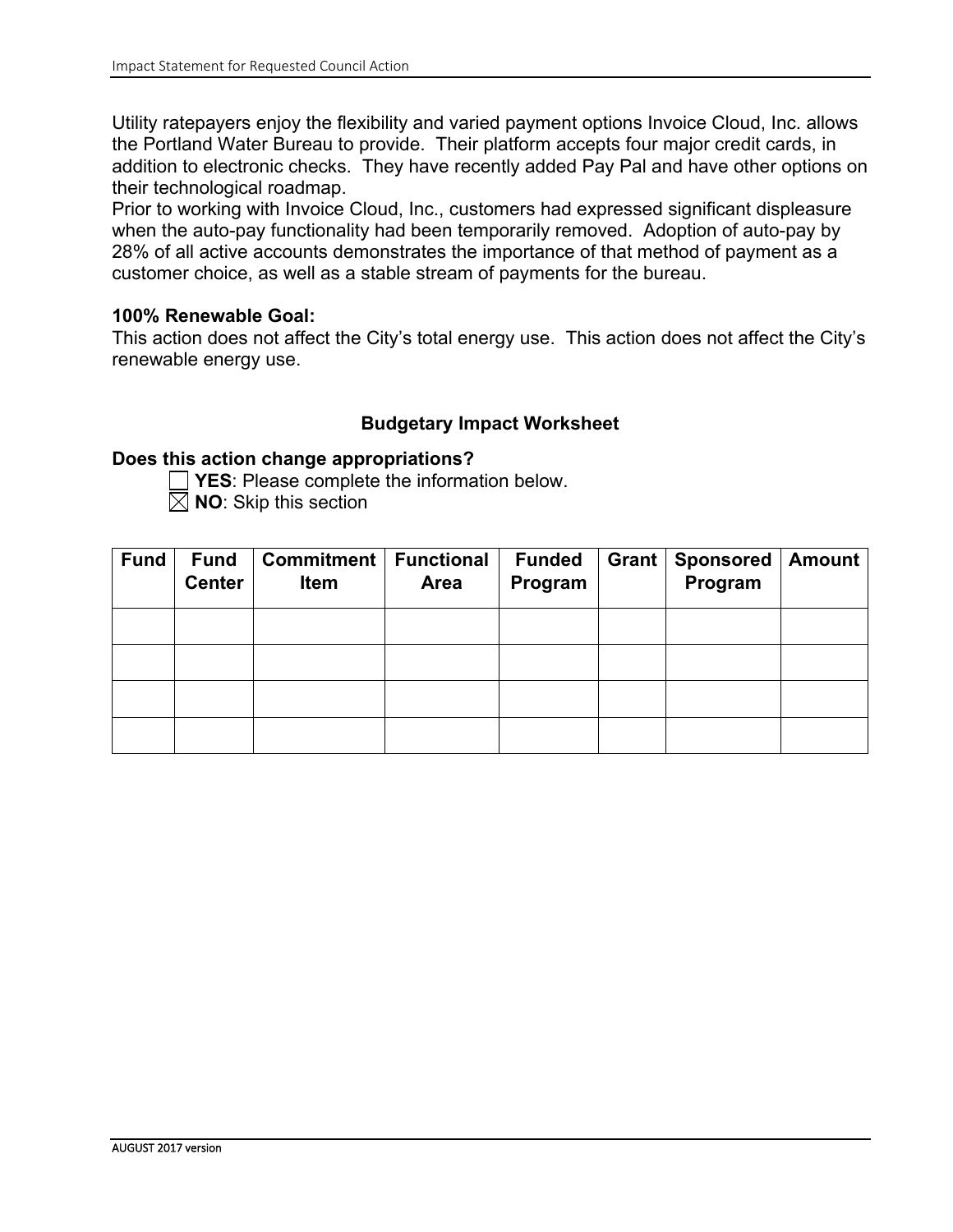Utility ratepayers enjoy the flexibility and varied payment options Invoice Cloud, Inc. allows the Portland Water Bureau to provide. Their platform accepts four major credit cards, in addition to electronic checks. They have recently added Pay Pal and have other options on their technological roadmap.
Prior to working with Invoice Cloud, Inc., customers had expressed significant displeasure when the auto-pay functionality had been temporarily removed. Adoption of auto-pay by 28% of all active accounts demonstrates the importance of that method of payment as a customer choice, as well as a stable stream of payments for the bureau.

**100% Renewable Goal:**
This action does not affect the City's total energy use. This action does not affect the City's renewable energy use.

## Budgetary Impact Worksheet

**Does this action change appropriations?**

☐ **YES**: Please complete the information below.
☒ **NO**: Skip this section

| Fund | Fund Center | Commitment Item | Functional Area | Funded Program | Grant | Sponsored Program | Amount |
|---|---|---|---|---|---|---|---|
| | | | | | | | |
| | | | | | | | |
| | | | | | | | |
| | | | | | | | |